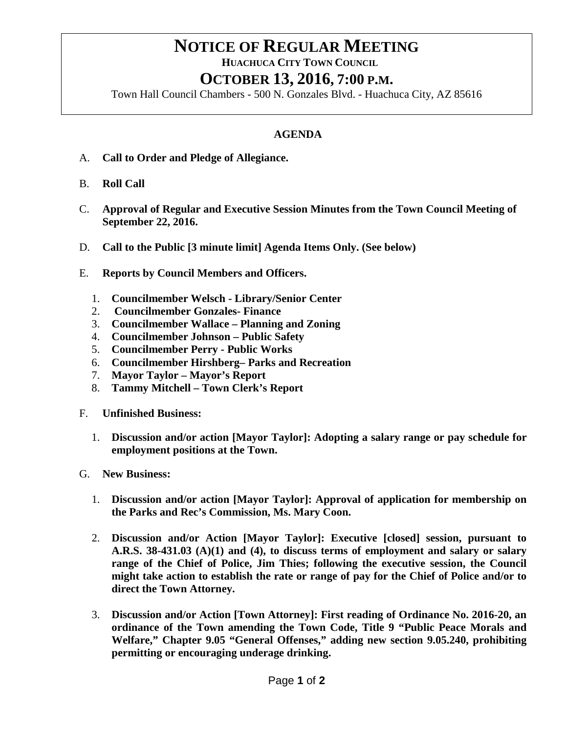# NOTICE OF REGULAR MEETING

**HUACHUCA CITY TOWN COUNCIL**

## OCTOBER 13, 2016, 7:00 P.M.

Town Hall Council Chambers - 500 N. Gonzales Blvd. - Huachuca City, AZ 85616

**AGENDA**

A. **Call to Order and Pledge of Allegiance.**

B. **Roll Call**

C. **Approval of Regular and Executive Session Minutes from the Town Council Meeting of September 22, 2016.**

D. **Call to the Public [3 minute limit] Agenda Items Only. (See below)**

E. **Reports by Council Members and Officers.**

1. **Councilmember Welsch - Library/Senior Center**
2. **Councilmember Gonzales- Finance**
3. **Councilmember Wallace – Planning and Zoning**
4. **Councilmember Johnson – Public Safety**
5. **Councilmember Perry - Public Works**
6. **Councilmember Hirshberg– Parks and Recreation**
7. **Mayor Taylor – Mayor's Report**
8. **Tammy Mitchell – Town Clerk's Report**

F. **Unfinished Business:**

1. **Discussion and/or action [Mayor Taylor]: Adopting a salary range or pay schedule for employment positions at the Town.**

G. **New Business:**

1. **Discussion and/or action [Mayor Taylor]: Approval of application for membership on the Parks and Rec's Commission, Ms. Mary Coon.**

2. **Discussion and/or Action [Mayor Taylor]: Executive [closed] session, pursuant to A.R.S. 38-431.03 (A)(1) and (4), to discuss terms of employment and salary or salary range of the Chief of Police, Jim Thies; following the executive session, the Council might take action to establish the rate or range of pay for the Chief of Police and/or to direct the Town Attorney.**

3. **Discussion and/or Action [Town Attorney]: First reading of Ordinance No. 2016-20, an ordinance of the Town amending the Town Code, Title 9 "Public Peace Morals and Welfare," Chapter 9.05 "General Offenses," adding new section 9.05.240, prohibiting permitting or encouraging underage drinking.**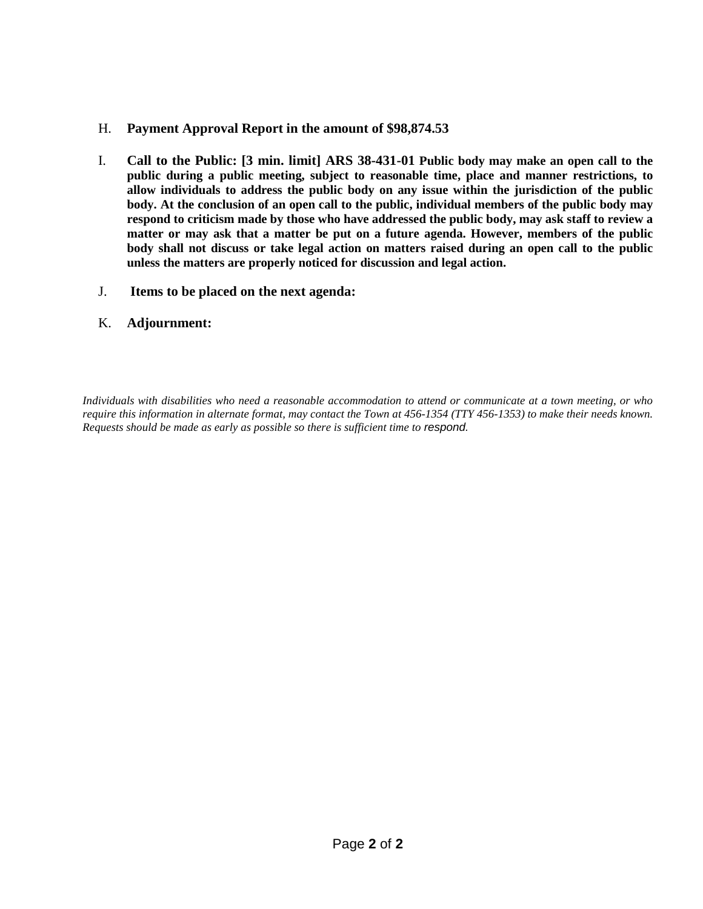H. **Payment Approval Report in the amount of $98,874.53**

I. **Call to the Public: [3 min. limit] ARS 38-431-01 Public body may make an open call to the public during a public meeting, subject to reasonable time, place and manner restrictions, to allow individuals to address the public body on any issue within the jurisdiction of the public body. At the conclusion of an open call to the public, individual members of the public body may respond to criticism made by those who have addressed the public body, may ask staff to review a matter or may ask that a matter be put on a future agenda. However, members of the public body shall not discuss or take legal action on matters raised during an open call to the public unless the matters are properly noticed for discussion and legal action.**

J. **Items to be placed on the next agenda:**

K. **Adjournment:**

*Individuals with disabilities who need a reasonable accommodation to attend or communicate at a town meeting, or who require this information in alternate format, may contact the Town at 456-1354 (TTY 456-1353) to make their needs known. Requests should be made as early as possible so there is sufficient time to respond.*